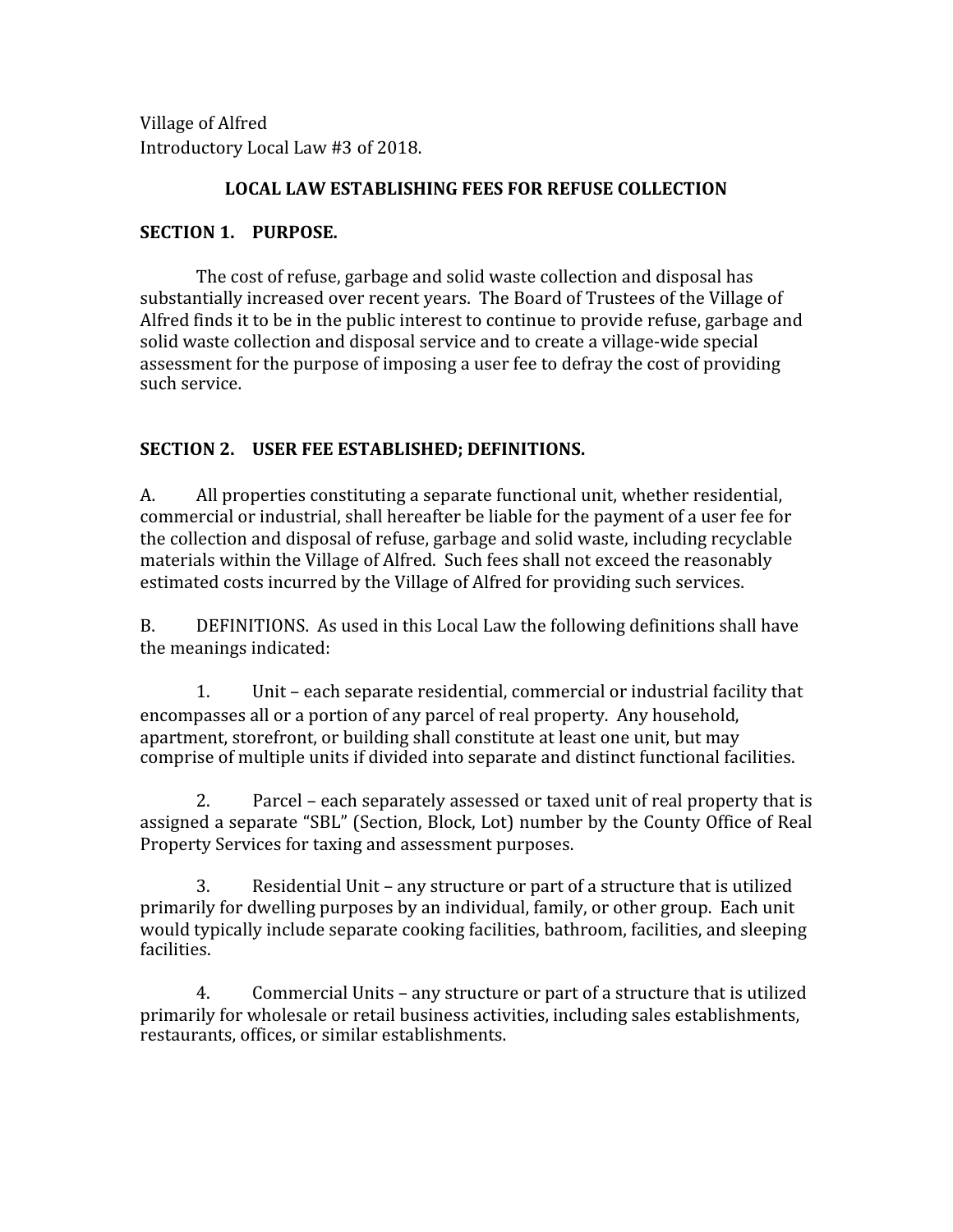Village of Alfred
Introductory Local Law #3 of 2018.

## LOCAL LAW ESTABLISHING FEES FOR REFUSE COLLECTION

### SECTION 1. PURPOSE.

The cost of refuse, garbage and solid waste collection and disposal has substantially increased over recent years. The Board of Trustees of the Village of Alfred finds it to be in the public interest to continue to provide refuse, garbage and solid waste collection and disposal service and to create a village-wide special assessment for the purpose of imposing a user fee to defray the cost of providing such service.

### SECTION 2. USER FEE ESTABLISHED; DEFINITIONS.

A. All properties constituting a separate functional unit, whether residential, commercial or industrial, shall hereafter be liable for the payment of a user fee for the collection and disposal of refuse, garbage and solid waste, including recyclable materials within the Village of Alfred. Such fees shall not exceed the reasonably estimated costs incurred by the Village of Alfred for providing such services.

B. DEFINITIONS. As used in this Local Law the following definitions shall have the meanings indicated:

1. Unit – each separate residential, commercial or industrial facility that encompasses all or a portion of any parcel of real property. Any household, apartment, storefront, or building shall constitute at least one unit, but may comprise of multiple units if divided into separate and distinct functional facilities.

2. Parcel – each separately assessed or taxed unit of real property that is assigned a separate "SBL" (Section, Block, Lot) number by the County Office of Real Property Services for taxing and assessment purposes.

3. Residential Unit – any structure or part of a structure that is utilized primarily for dwelling purposes by an individual, family, or other group. Each unit would typically include separate cooking facilities, bathroom, facilities, and sleeping facilities.

4. Commercial Units – any structure or part of a structure that is utilized primarily for wholesale or retail business activities, including sales establishments, restaurants, offices, or similar establishments.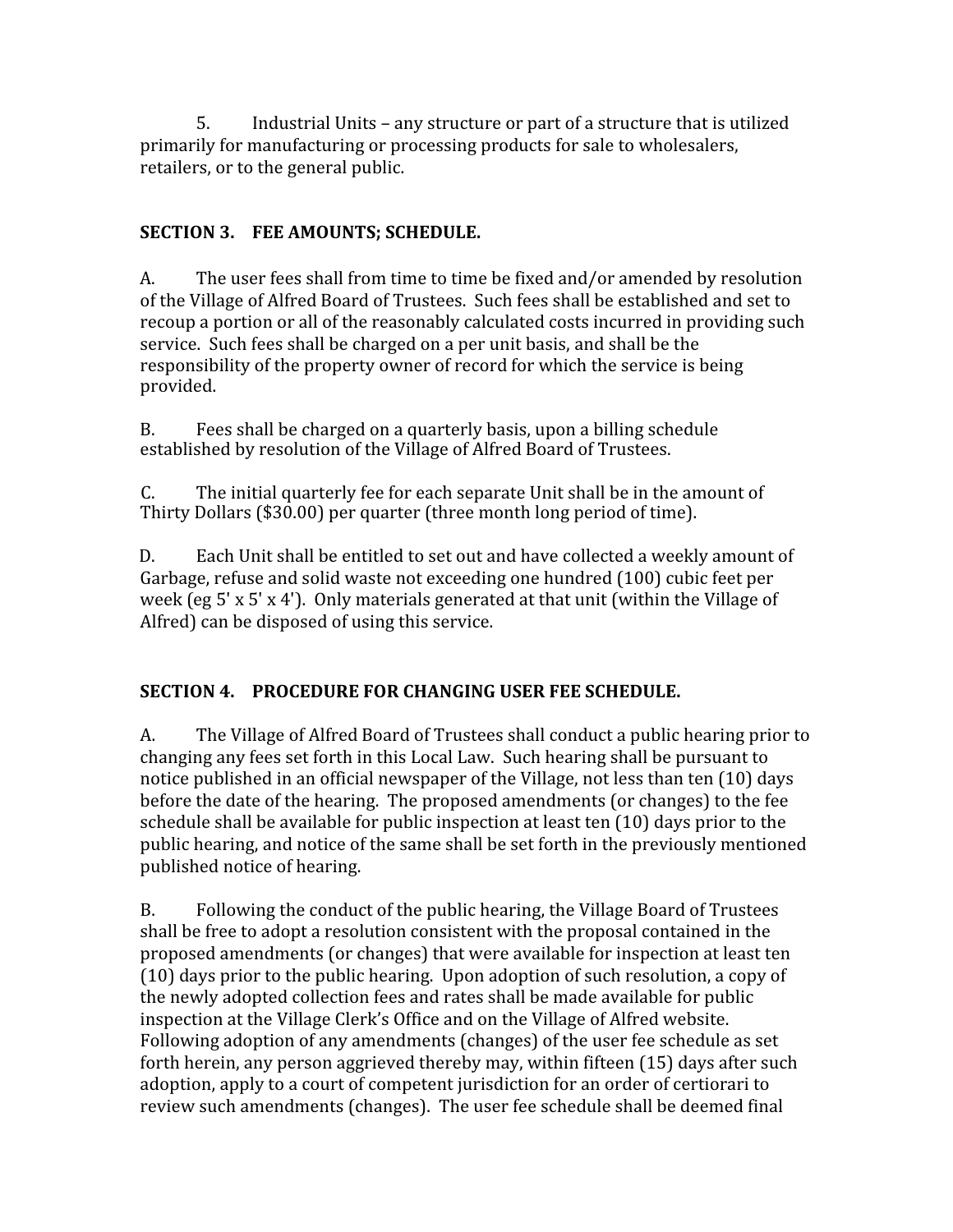5. Industrial Units – any structure or part of a structure that is utilized primarily for manufacturing or processing products for sale to wholesalers, retailers, or to the general public.

## SECTION 3. FEE AMOUNTS; SCHEDULE.

A. The user fees shall from time to time be fixed and/or amended by resolution of the Village of Alfred Board of Trustees. Such fees shall be established and set to recoup a portion or all of the reasonably calculated costs incurred in providing such service. Such fees shall be charged on a per unit basis, and shall be the responsibility of the property owner of record for which the service is being provided.

B. Fees shall be charged on a quarterly basis, upon a billing schedule established by resolution of the Village of Alfred Board of Trustees.

C. The initial quarterly fee for each separate Unit shall be in the amount of Thirty Dollars ($30.00) per quarter (three month long period of time).

D. Each Unit shall be entitled to set out and have collected a weekly amount of Garbage, refuse and solid waste not exceeding one hundred (100) cubic feet per week (eg 5' x 5' x 4'). Only materials generated at that unit (within the Village of Alfred) can be disposed of using this service.

## SECTION 4. PROCEDURE FOR CHANGING USER FEE SCHEDULE.

A. The Village of Alfred Board of Trustees shall conduct a public hearing prior to changing any fees set forth in this Local Law. Such hearing shall be pursuant to notice published in an official newspaper of the Village, not less than ten (10) days before the date of the hearing. The proposed amendments (or changes) to the fee schedule shall be available for public inspection at least ten (10) days prior to the public hearing, and notice of the same shall be set forth in the previously mentioned published notice of hearing.

B. Following the conduct of the public hearing, the Village Board of Trustees shall be free to adopt a resolution consistent with the proposal contained in the proposed amendments (or changes) that were available for inspection at least ten (10) days prior to the public hearing. Upon adoption of such resolution, a copy of the newly adopted collection fees and rates shall be made available for public inspection at the Village Clerk's Office and on the Village of Alfred website. Following adoption of any amendments (changes) of the user fee schedule as set forth herein, any person aggrieved thereby may, within fifteen (15) days after such adoption, apply to a court of competent jurisdiction for an order of certiorari to review such amendments (changes). The user fee schedule shall be deemed final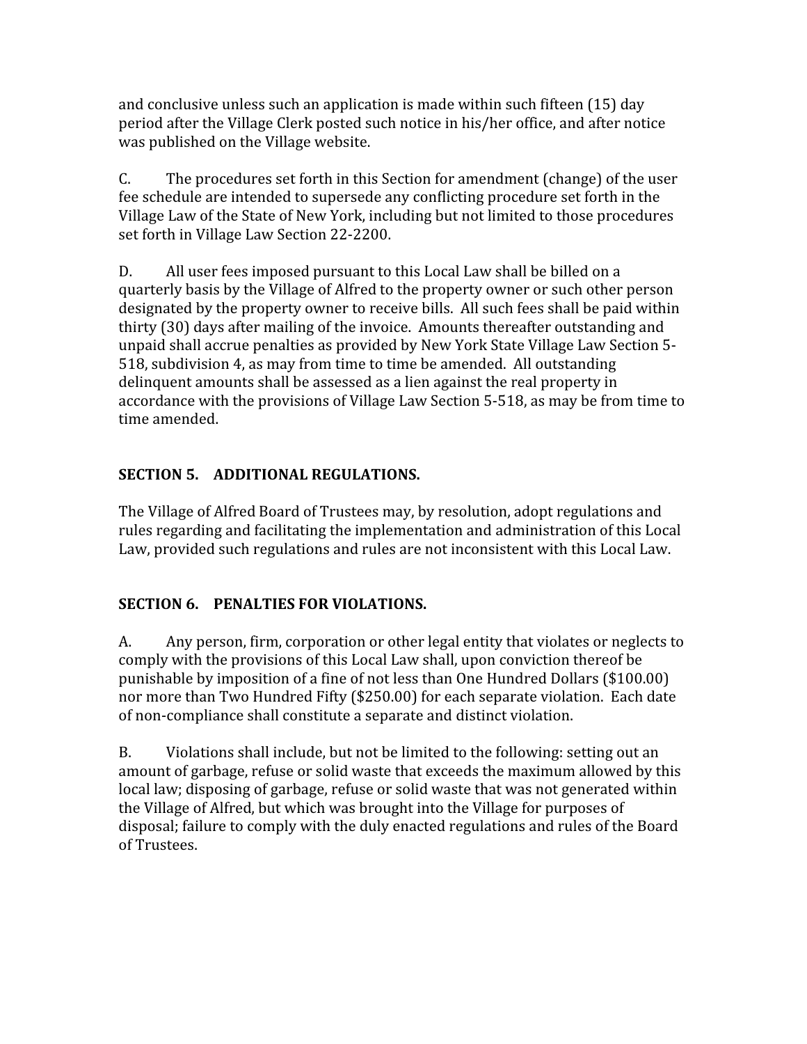and conclusive unless such an application is made within such fifteen (15) day period after the Village Clerk posted such notice in his/her office, and after notice was published on the Village website.

C. The procedures set forth in this Section for amendment (change) of the user fee schedule are intended to supersede any conflicting procedure set forth in the Village Law of the State of New York, including but not limited to those procedures set forth in Village Law Section 22-2200.

D. All user fees imposed pursuant to this Local Law shall be billed on a quarterly basis by the Village of Alfred to the property owner or such other person designated by the property owner to receive bills. All such fees shall be paid within thirty (30) days after mailing of the invoice. Amounts thereafter outstanding and unpaid shall accrue penalties as provided by New York State Village Law Section 5-518, subdivision 4, as may from time to time be amended. All outstanding delinquent amounts shall be assessed as a lien against the real property in accordance with the provisions of Village Law Section 5-518, as may be from time to time amended.

## SECTION 5. ADDITIONAL REGULATIONS.

The Village of Alfred Board of Trustees may, by resolution, adopt regulations and rules regarding and facilitating the implementation and administration of this Local Law, provided such regulations and rules are not inconsistent with this Local Law.

## SECTION 6. PENALTIES FOR VIOLATIONS.

A. Any person, firm, corporation or other legal entity that violates or neglects to comply with the provisions of this Local Law shall, upon conviction thereof be punishable by imposition of a fine of not less than One Hundred Dollars ($100.00) nor more than Two Hundred Fifty ($250.00) for each separate violation. Each date of non-compliance shall constitute a separate and distinct violation.

B. Violations shall include, but not be limited to the following: setting out an amount of garbage, refuse or solid waste that exceeds the maximum allowed by this local law; disposing of garbage, refuse or solid waste that was not generated within the Village of Alfred, but which was brought into the Village for purposes of disposal; failure to comply with the duly enacted regulations and rules of the Board of Trustees.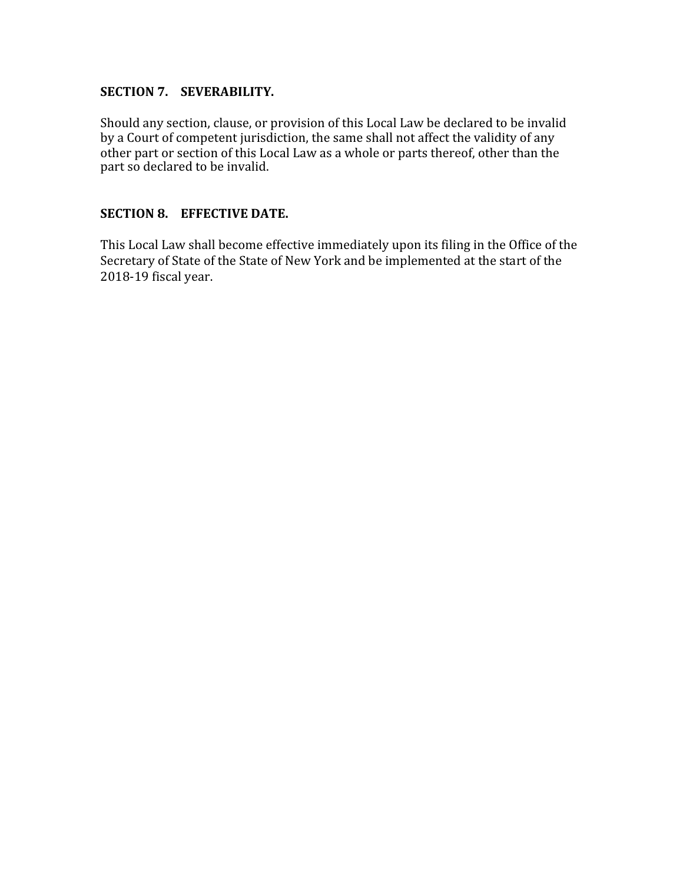**SECTION 7. SEVERABILITY.**

Should any section, clause, or provision of this Local Law be declared to be invalid by a Court of competent jurisdiction, the same shall not affect the validity of any other part or section of this Local Law as a whole or parts thereof, other than the part so declared to be invalid.

**SECTION 8. EFFECTIVE DATE.**

This Local Law shall become effective immediately upon its filing in the Office of the Secretary of State of the State of New York and be implemented at the start of the 2018-19 fiscal year.